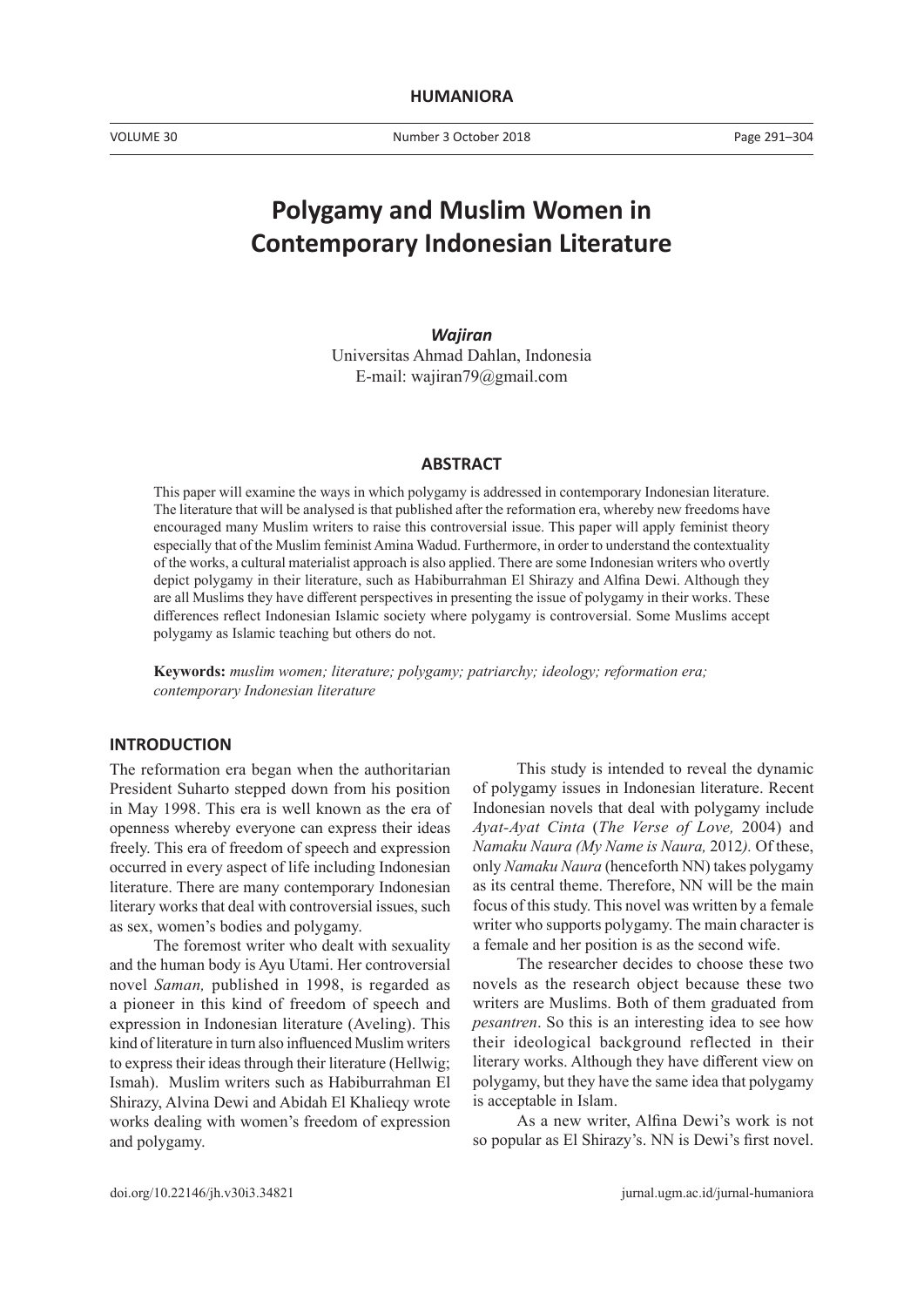# Polygamy and Muslim Women in Contemporary Indonesian Literature

***Wajiran***
Universitas Ahmad Dahlan, Indonesia
E-mail: wajiran79@gmail.com

## ABSTRACT

This paper will examine the ways in which polygamy is addressed in contemporary Indonesian literature. The literature that will be analysed is that published after the reformation era, whereby new freedoms have encouraged many Muslim writers to raise this controversial issue. This paper will apply feminist theory especially that of the Muslim feminist Amina Wadud. Furthermore, in order to understand the contextuality of the works, a cultural materialist approach is also applied. There are some Indonesian writers who overtly depict polygamy in their literature, such as Habiburrahman El Shirazy and Alfina Dewi. Although they are all Muslims they have different perspectives in presenting the issue of polygamy in their works. These differences reflect Indonesian Islamic society where polygamy is controversial. Some Muslims accept polygamy as Islamic teaching but others do not.

**Keywords:** *muslim women; literature; polygamy; patriarchy; ideology; reformation era; contemporary Indonesian literature*

## INTRODUCTION

The reformation era began when the authoritarian President Suharto stepped down from his position in May 1998. This era is well known as the era of openness whereby everyone can express their ideas freely. This era of freedom of speech and expression occurred in every aspect of life including Indonesian literature. There are many contemporary Indonesian literary works that deal with controversial issues, such as sex, women's bodies and polygamy.

The foremost writer who dealt with sexuality and the human body is Ayu Utami. Her controversial novel *Saman,* published in 1998, is regarded as a pioneer in this kind of freedom of speech and expression in Indonesian literature (Aveling). This kind of literature in turn also influenced Muslim writers to express their ideas through their literature (Hellwig; Ismah). Muslim writers such as Habiburrahman El Shirazy, Alvina Dewi and Abidah El Khalieqy wrote works dealing with women's freedom of expression and polygamy.

This study is intended to reveal the dynamic of polygamy issues in Indonesian literature. Recent Indonesian novels that deal with polygamy include *Ayat-Ayat Cinta* (*The Verse of Love,* 2004) and *Namaku Naura (My Name is Naura,* 2012*).* Of these, only *Namaku Naura* (henceforth NN) takes polygamy as its central theme. Therefore, NN will be the main focus of this study. This novel was written by a female writer who supports polygamy. The main character is a female and her position is as the second wife.

The researcher decides to choose these two novels as the research object because these two writers are Muslims. Both of them graduated from *pesantren*. So this is an interesting idea to see how their ideological background reflected in their literary works. Although they have different view on polygamy, but they have the same idea that polygamy is acceptable in Islam.

As a new writer, Alfina Dewi's work is not so popular as El Shirazy's. NN is Dewi's first novel.

doi.org/10.22146/jh.v30i3.34821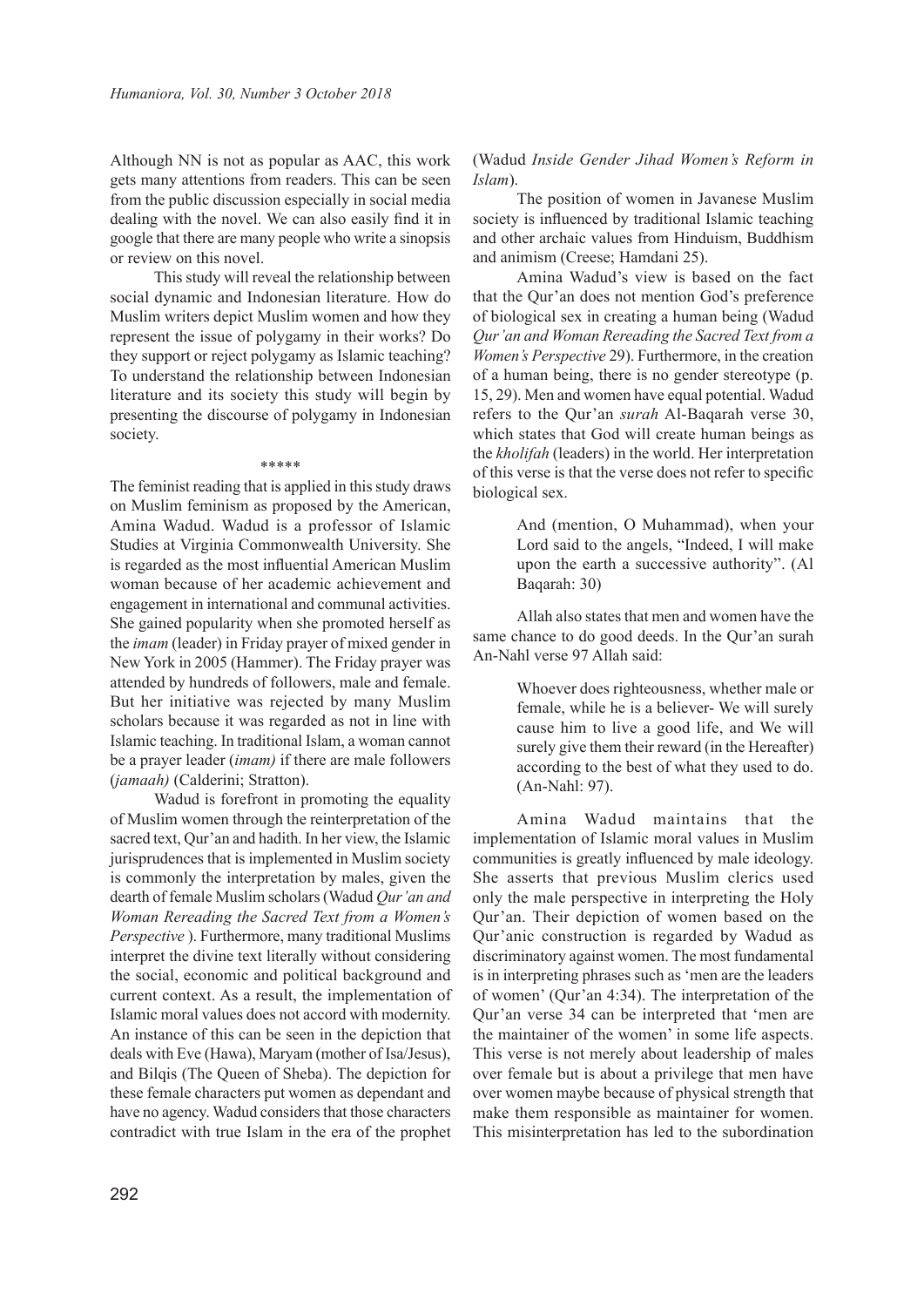Although NN is not as popular as AAC, this work gets many attentions from readers. This can be seen from the public discussion especially in social media dealing with the novel. We can also easily find it in google that there are many people who write a sinopsis or review on this novel.

This study will reveal the relationship between social dynamic and Indonesian literature. How do Muslim writers depict Muslim women and how they represent the issue of polygamy in their works? Do they support or reject polygamy as Islamic teaching? To understand the relationship between Indonesian literature and its society this study will begin by presenting the discourse of polygamy in Indonesian society.

\*\*\*\*\*

The feminist reading that is applied in this study draws on Muslim feminism as proposed by the American, Amina Wadud. Wadud is a professor of Islamic Studies at Virginia Commonwealth University. She is regarded as the most influential American Muslim woman because of her academic achievement and engagement in international and communal activities. She gained popularity when she promoted herself as the *imam* (leader) in Friday prayer of mixed gender in New York in 2005 (Hammer). The Friday prayer was attended by hundreds of followers, male and female. But her initiative was rejected by many Muslim scholars because it was regarded as not in line with Islamic teaching. In traditional Islam, a woman cannot be a prayer leader (*imam)* if there are male followers (*jamaah)* (Calderini; Stratton).

Wadud is forefront in promoting the equality of Muslim women through the reinterpretation of the sacred text, Qur'an and hadith. In her view, the Islamic jurisprudences that is implemented in Muslim society is commonly the interpretation by males, given the dearth of female Muslim scholars (Wadud *Qur'an and Woman Rereading the Sacred Text from a Women's Perspective* ). Furthermore, many traditional Muslims interpret the divine text literally without considering the social, economic and political background and current context. As a result, the implementation of Islamic moral values does not accord with modernity. An instance of this can be seen in the depiction that deals with Eve (Hawa), Maryam (mother of Isa/Jesus), and Bilqis (The Queen of Sheba). The depiction for these female characters put women as dependant and have no agency. Wadud considers that those characters contradict with true Islam in the era of the prophet (Wadud *Inside Gender Jihad Women's Reform in Islam*).

The position of women in Javanese Muslim society is influenced by traditional Islamic teaching and other archaic values from Hinduism, Buddhism and animism (Creese; Hamdani 25).

Amina Wadud's view is based on the fact that the Qur'an does not mention God's preference of biological sex in creating a human being (Wadud *Qur'an and Woman Rereading the Sacred Text from a Women's Perspective* 29). Furthermore, in the creation of a human being, there is no gender stereotype (p. 15, 29). Men and women have equal potential. Wadud refers to the Qur'an *surah* Al-Baqarah verse 30, which states that God will create human beings as the *kholifah* (leaders) in the world. Her interpretation of this verse is that the verse does not refer to specific biological sex.

> And (mention, O Muhammad), when your Lord said to the angels, "Indeed, I will make upon the earth a successive authority". (Al Baqarah: 30)

Allah also states that men and women have the same chance to do good deeds. In the Qur'an surah An-Nahl verse 97 Allah said:

> Whoever does righteousness, whether male or female, while he is a believer- We will surely cause him to live a good life, and We will surely give them their reward (in the Hereafter) according to the best of what they used to do. (An-Nahl: 97).

Amina Wadud maintains that the implementation of Islamic moral values in Muslim communities is greatly influenced by male ideology. She asserts that previous Muslim clerics used only the male perspective in interpreting the Holy Qur'an. Their depiction of women based on the Qur'anic construction is regarded by Wadud as discriminatory against women. The most fundamental is in interpreting phrases such as 'men are the leaders of women' (Qur'an 4:34). The interpretation of the Qur'an verse 34 can be interpreted that 'men are the maintainer of the women' in some life aspects. This verse is not merely about leadership of males over female but is about a privilege that men have over women maybe because of physical strength that make them responsible as maintainer for women. This misinterpretation has led to the subordination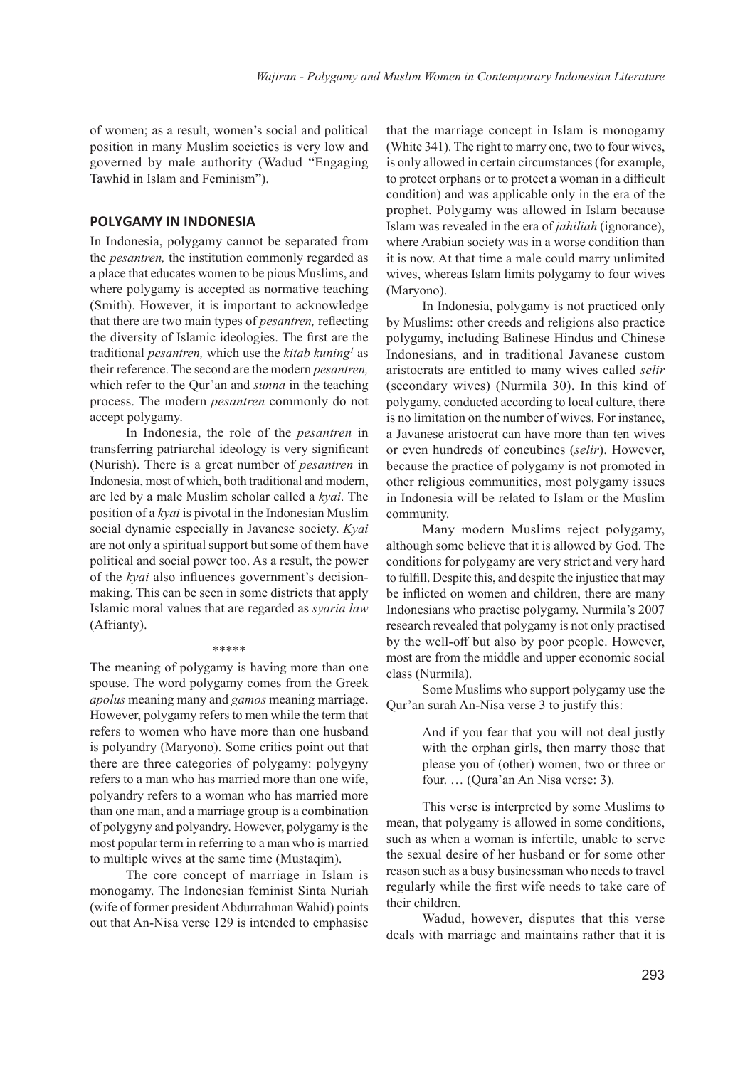of women; as a result, women's social and political position in many Muslim societies is very low and governed by male authority (Wadud "Engaging Tawhid in Islam and Feminism").

## POLYGAMY IN INDONESIA

In Indonesia, polygamy cannot be separated from the *pesantren,* the institution commonly regarded as a place that educates women to be pious Muslims, and where polygamy is accepted as normative teaching (Smith). However, it is important to acknowledge that there are two main types of *pesantren,* reflecting the diversity of Islamic ideologies. The first are the traditional *pesantren,* which use the *kitab kuning*[1] as their reference. The second are the modern *pesantren,* which refer to the Qur'an and *sunna* in the teaching process. The modern *pesantren* commonly do not accept polygamy.

In Indonesia, the role of the *pesantren* in transferring patriarchal ideology is very significant (Nurish). There is a great number of *pesantren* in Indonesia, most of which, both traditional and modern, are led by a male Muslim scholar called a *kyai*. The position of a *kyai* is pivotal in the Indonesian Muslim social dynamic especially in Javanese society. *Kyai* are not only a spiritual support but some of them have political and social power too. As a result, the power of the *kyai* also influences government's decision-making. This can be seen in some districts that apply Islamic moral values that are regarded as *syaria law* (Afrianty).

\*\*\*\*\*

The meaning of polygamy is having more than one spouse. The word polygamy comes from the Greek *apolus* meaning many and *gamos* meaning marriage. However, polygamy refers to men while the term that refers to women who have more than one husband is polyandry (Maryono). Some critics point out that there are three categories of polygamy: polygyny refers to a man who has married more than one wife, polyandry refers to a woman who has married more than one man, and a marriage group is a combination of polygyny and polyandry. However, polygamy is the most popular term in referring to a man who is married to multiple wives at the same time (Mustaqim).

The core concept of marriage in Islam is monogamy. The Indonesian feminist Sinta Nuriah (wife of former president Abdurrahman Wahid) points out that An-Nisa verse 129 is intended to emphasise that the marriage concept in Islam is monogamy (White 341). The right to marry one, two to four wives, is only allowed in certain circumstances (for example, to protect orphans or to protect a woman in a difficult condition) and was applicable only in the era of the prophet. Polygamy was allowed in Islam because Islam was revealed in the era of *jahiliah* (ignorance), where Arabian society was in a worse condition than it is now. At that time a male could marry unlimited wives, whereas Islam limits polygamy to four wives (Maryono).

In Indonesia, polygamy is not practiced only by Muslims: other creeds and religions also practice polygamy, including Balinese Hindus and Chinese Indonesians, and in traditional Javanese custom aristocrats are entitled to many wives called *selir* (secondary wives) (Nurmila 30). In this kind of polygamy, conducted according to local culture, there is no limitation on the number of wives. For instance, a Javanese aristocrat can have more than ten wives or even hundreds of concubines (*selir*). However, because the practice of polygamy is not promoted in other religious communities, most polygamy issues in Indonesia will be related to Islam or the Muslim community.

Many modern Muslims reject polygamy, although some believe that it is allowed by God. The conditions for polygamy are very strict and very hard to fulfill. Despite this, and despite the injustice that may be inflicted on women and children, there are many Indonesians who practise polygamy. Nurmila's 2007 research revealed that polygamy is not only practised by the well-off but also by poor people. However, most are from the middle and upper economic social class (Nurmila).

Some Muslims who support polygamy use the Qur'an surah An-Nisa verse 3 to justify this:

> And if you fear that you will not deal justly with the orphan girls, then marry those that please you of (other) women, two or three or four. … (Qura'an An Nisa verse: 3).

This verse is interpreted by some Muslims to mean, that polygamy is allowed in some conditions, such as when a woman is infertile, unable to serve the sexual desire of her husband or for some other reason such as a busy businessman who needs to travel regularly while the first wife needs to take care of their children.

Wadud, however, disputes that this verse deals with marriage and maintains rather that it is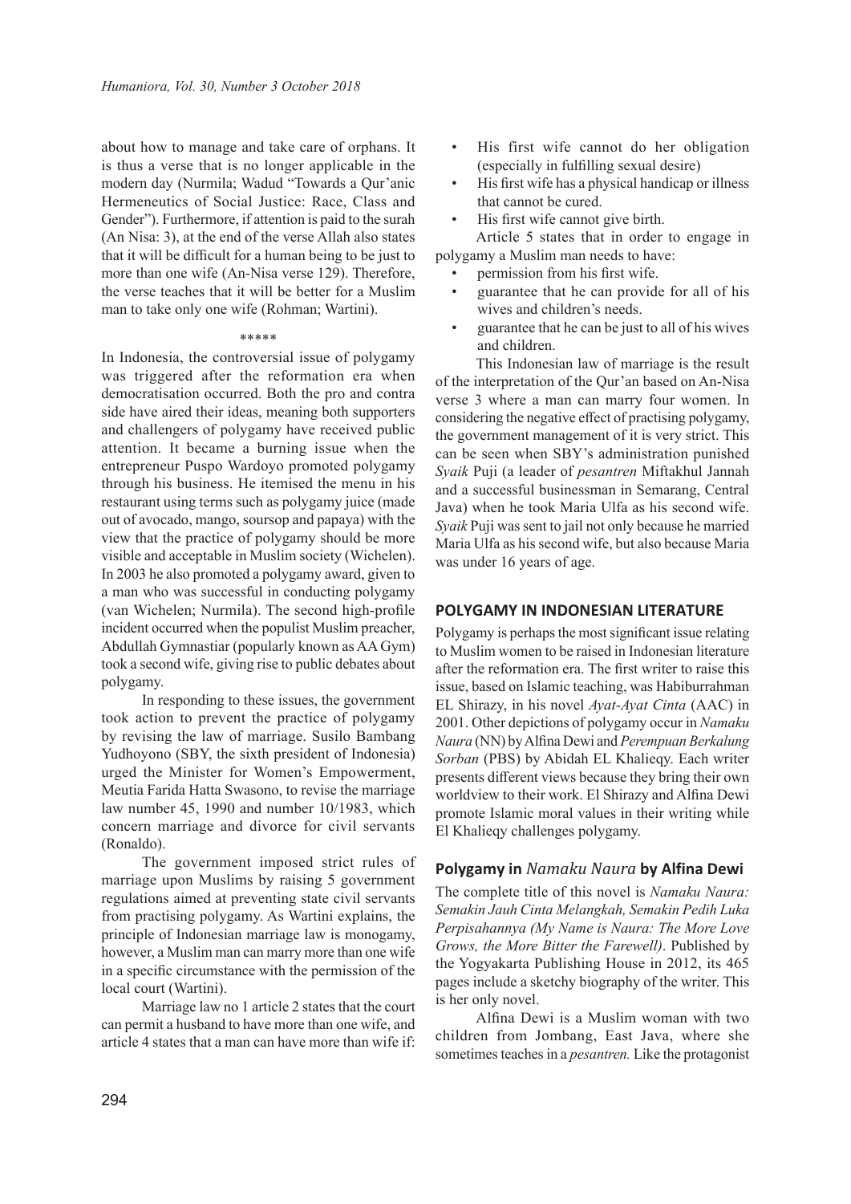about how to manage and take care of orphans. It is thus a verse that is no longer applicable in the modern day (Nurmila; Wadud "Towards a Qur'anic Hermeneutics of Social Justice: Race, Class and Gender"). Furthermore, if attention is paid to the surah (An Nisa: 3), at the end of the verse Allah also states that it will be difficult for a human being to be just to more than one wife (An-Nisa verse 129). Therefore, the verse teaches that it will be better for a Muslim man to take only one wife (Rohman; Wartini).

\*\*\*\*\*

In Indonesia, the controversial issue of polygamy was triggered after the reformation era when democratisation occurred. Both the pro and contra side have aired their ideas, meaning both supporters and challengers of polygamy have received public attention. It became a burning issue when the entrepreneur Puspo Wardoyo promoted polygamy through his business. He itemised the menu in his restaurant using terms such as polygamy juice (made out of avocado, mango, soursop and papaya) with the view that the practice of polygamy should be more visible and acceptable in Muslim society (Wichelen). In 2003 he also promoted a polygamy award, given to a man who was successful in conducting polygamy (van Wichelen; Nurmila). The second high-profile incident occurred when the populist Muslim preacher, Abdullah Gymnastiar (popularly known as AA Gym) took a second wife, giving rise to public debates about polygamy.

In responding to these issues, the government took action to prevent the practice of polygamy by revising the law of marriage. Susilo Bambang Yudhoyono (SBY, the sixth president of Indonesia) urged the Minister for Women's Empowerment, Meutia Farida Hatta Swasono, to revise the marriage law number 45, 1990 and number 10/1983, which concern marriage and divorce for civil servants (Ronaldo).

The government imposed strict rules of marriage upon Muslims by raising 5 government regulations aimed at preventing state civil servants from practising polygamy. As Wartini explains, the principle of Indonesian marriage law is monogamy, however, a Muslim man can marry more than one wife in a specific circumstance with the permission of the local court (Wartini).

Marriage law no 1 article 2 states that the court can permit a husband to have more than one wife, and article 4 states that a man can have more than wife if:

- His first wife cannot do her obligation (especially in fulfilling sexual desire)
- His first wife has a physical handicap or illness that cannot be cured.
- His first wife cannot give birth.

Article 5 states that in order to engage in polygamy a Muslim man needs to have:

- permission from his first wife.
- guarantee that he can provide for all of his wives and children's needs.
- guarantee that he can be just to all of his wives and children.

This Indonesian law of marriage is the result of the interpretation of the Qur'an based on An-Nisa verse 3 where a man can marry four women. In considering the negative effect of practising polygamy, the government management of it is very strict. This can be seen when SBY's administration punished *Syaik* Puji (a leader of *pesantren* Miftakhul Jannah and a successful businessman in Semarang, Central Java) when he took Maria Ulfa as his second wife. *Syaik* Puji was sent to jail not only because he married Maria Ulfa as his second wife, but also because Maria was under 16 years of age.

## POLYGAMY IN INDONESIAN LITERATURE

Polygamy is perhaps the most significant issue relating to Muslim women to be raised in Indonesian literature after the reformation era. The first writer to raise this issue, based on Islamic teaching, was Habiburrahman EL Shirazy, in his novel *Ayat-Ayat Cinta* (AAC) in 2001. Other depictions of polygamy occur in *Namaku Naura* (NN) by Alfina Dewi and *Perempuan Berkalung Sorban* (PBS) by Abidah EL Khalieqy. Each writer presents different views because they bring their own worldview to their work. El Shirazy and Alfina Dewi promote Islamic moral values in their writing while El Khalieqy challenges polygamy.

### Polygamy in *Namaku Naura* by Alfina Dewi

The complete title of this novel is *Namaku Naura: Semakin Jauh Cinta Melangkah, Semakin Pedih Luka Perpisahannya (My Name is Naura: The More Love Grows, the More Bitter the Farewell)*. Published by the Yogyakarta Publishing House in 2012, its 465 pages include a sketchy biography of the writer. This is her only novel.

Alfina Dewi is a Muslim woman with two children from Jombang, East Java, where she sometimes teaches in a *pesantren.* Like the protagonist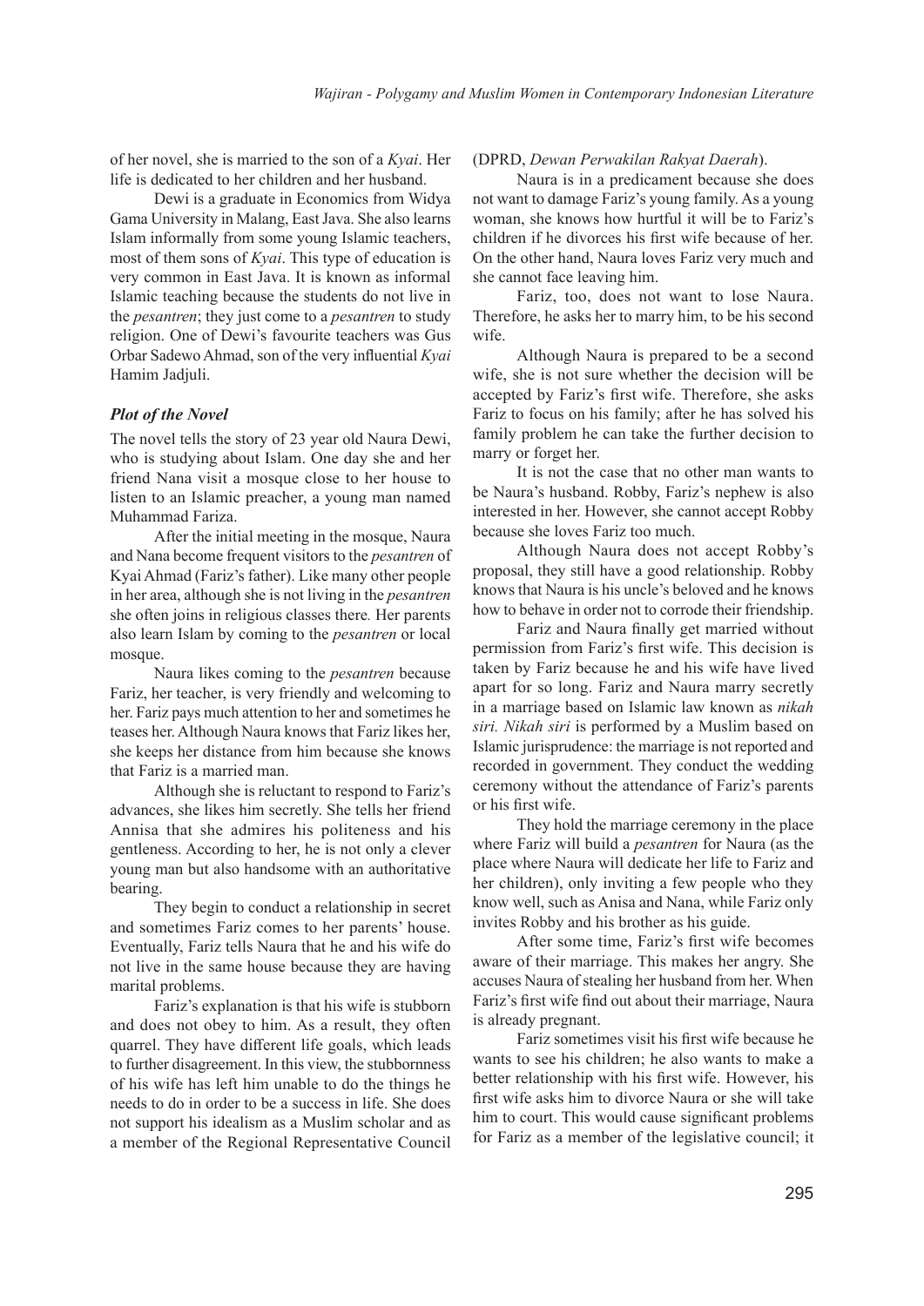of her novel, she is married to the son of a *Kyai*. Her life is dedicated to her children and her husband.

Dewi is a graduate in Economics from Widya Gama University in Malang, East Java. She also learns Islam informally from some young Islamic teachers, most of them sons of *Kyai*. This type of education is very common in East Java. It is known as informal Islamic teaching because the students do not live in the *pesantren*; they just come to a *pesantren* to study religion. One of Dewi's favourite teachers was Gus Orbar Sadewo Ahmad, son of the very influential *Kyai* Hamim Jadjuli.

### *Plot of the Novel*

The novel tells the story of 23 year old Naura Dewi, who is studying about Islam. One day she and her friend Nana visit a mosque close to her house to listen to an Islamic preacher, a young man named Muhammad Fariza.

After the initial meeting in the mosque, Naura and Nana become frequent visitors to the *pesantren* of Kyai Ahmad (Fariz's father). Like many other people in her area, although she is not living in the *pesantren* she often joins in religious classes there. Her parents also learn Islam by coming to the *pesantren* or local mosque.

Naura likes coming to the *pesantren* because Fariz, her teacher, is very friendly and welcoming to her. Fariz pays much attention to her and sometimes he teases her. Although Naura knows that Fariz likes her, she keeps her distance from him because she knows that Fariz is a married man.

Although she is reluctant to respond to Fariz's advances, she likes him secretly. She tells her friend Annisa that she admires his politeness and his gentleness. According to her, he is not only a clever young man but also handsome with an authoritative bearing.

They begin to conduct a relationship in secret and sometimes Fariz comes to her parents' house. Eventually, Fariz tells Naura that he and his wife do not live in the same house because they are having marital problems.

Fariz's explanation is that his wife is stubborn and does not obey to him. As a result, they often quarrel. They have different life goals, which leads to further disagreement. In this view, the stubbornness of his wife has left him unable to do the things he needs to do in order to be a success in life. She does not support his idealism as a Muslim scholar and as a member of the Regional Representative Council (DPRD, *Dewan Perwakilan Rakyat Daerah*).

Naura is in a predicament because she does not want to damage Fariz's young family. As a young woman, she knows how hurtful it will be to Fariz's children if he divorces his first wife because of her. On the other hand, Naura loves Fariz very much and she cannot face leaving him.

Fariz, too, does not want to lose Naura. Therefore, he asks her to marry him, to be his second wife.

Although Naura is prepared to be a second wife, she is not sure whether the decision will be accepted by Fariz's first wife. Therefore, she asks Fariz to focus on his family; after he has solved his family problem he can take the further decision to marry or forget her.

It is not the case that no other man wants to be Naura's husband. Robby, Fariz's nephew is also interested in her. However, she cannot accept Robby because she loves Fariz too much.

Although Naura does not accept Robby's proposal, they still have a good relationship. Robby knows that Naura is his uncle's beloved and he knows how to behave in order not to corrode their friendship.

Fariz and Naura finally get married without permission from Fariz's first wife. This decision is taken by Fariz because he and his wife have lived apart for so long. Fariz and Naura marry secretly in a marriage based on Islamic law known as *nikah siri. Nikah siri* is performed by a Muslim based on Islamic jurisprudence: the marriage is not reported and recorded in government. They conduct the wedding ceremony without the attendance of Fariz's parents or his first wife.

They hold the marriage ceremony in the place where Fariz will build a *pesantren* for Naura (as the place where Naura will dedicate her life to Fariz and her children), only inviting a few people who they know well, such as Anisa and Nana, while Fariz only invites Robby and his brother as his guide.

After some time, Fariz's first wife becomes aware of their marriage. This makes her angry. She accuses Naura of stealing her husband from her. When Fariz's first wife find out about their marriage, Naura is already pregnant.

Fariz sometimes visit his first wife because he wants to see his children; he also wants to make a better relationship with his first wife. However, his first wife asks him to divorce Naura or she will take him to court. This would cause significant problems for Fariz as a member of the legislative council; it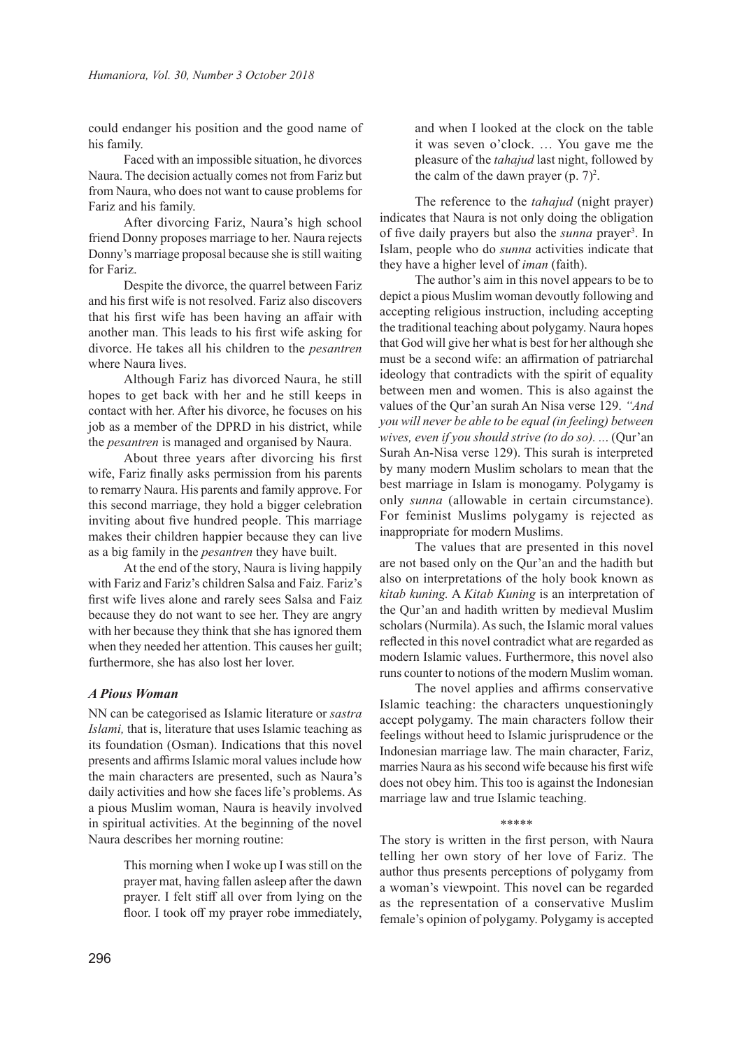could endanger his position and the good name of his family.

Faced with an impossible situation, he divorces Naura. The decision actually comes not from Fariz but from Naura, who does not want to cause problems for Fariz and his family.

After divorcing Fariz, Naura's high school friend Donny proposes marriage to her. Naura rejects Donny's marriage proposal because she is still waiting for Fariz.

Despite the divorce, the quarrel between Fariz and his first wife is not resolved. Fariz also discovers that his first wife has been having an affair with another man. This leads to his first wife asking for divorce. He takes all his children to the *pesantren* where Naura lives.

Although Fariz has divorced Naura, he still hopes to get back with her and he still keeps in contact with her. After his divorce, he focuses on his job as a member of the DPRD in his district, while the *pesantren* is managed and organised by Naura.

About three years after divorcing his first wife, Fariz finally asks permission from his parents to remarry Naura. His parents and family approve. For this second marriage, they hold a bigger celebration inviting about five hundred people. This marriage makes their children happier because they can live as a big family in the *pesantren* they have built.

At the end of the story, Naura is living happily with Fariz and Fariz's children Salsa and Faiz. Fariz's first wife lives alone and rarely sees Salsa and Faiz because they do not want to see her. They are angry with her because they think that she has ignored them when they needed her attention. This causes her guilt; furthermore, she has also lost her lover.

### *A Pious Woman*

NN can be categorised as Islamic literature or *sastra Islami,* that is, literature that uses Islamic teaching as its foundation (Osman). Indications that this novel presents and affirms Islamic moral values include how the main characters are presented, such as Naura's daily activities and how she faces life's problems. As a pious Muslim woman, Naura is heavily involved in spiritual activities. At the beginning of the novel Naura describes her morning routine:

> This morning when I woke up I was still on the prayer mat, having fallen asleep after the dawn prayer. I felt stiff all over from lying on the floor. I took off my prayer robe immediately, and when I looked at the clock on the table it was seven o'clock. … You gave me the pleasure of the *tahajud* last night, followed by the calm of the dawn prayer (p. 7)[2].

The reference to the *tahajud* (night prayer) indicates that Naura is not only doing the obligation of five daily prayers but also the *sunna* prayer[3]. In Islam, people who do *sunna* activities indicate that they have a higher level of *iman* (faith).

The author's aim in this novel appears to be to depict a pious Muslim woman devoutly following and accepting religious instruction, including accepting the traditional teaching about polygamy. Naura hopes that God will give her what is best for her although she must be a second wife: an affirmation of patriarchal ideology that contradicts with the spirit of equality between men and women. This is also against the values of the Qur'an surah An Nisa verse 129. *"And you will never be able to be equal (in feeling) between wives, even if you should strive (to do so). ...* (Qur'an Surah An-Nisa verse 129). This surah is interpreted by many modern Muslim scholars to mean that the best marriage in Islam is monogamy. Polygamy is only *sunna* (allowable in certain circumstance). For feminist Muslims polygamy is rejected as inappropriate for modern Muslims.

The values that are presented in this novel are not based only on the Qur'an and the hadith but also on interpretations of the holy book known as *kitab kuning.* A *Kitab Kuning* is an interpretation of the Qur'an and hadith written by medieval Muslim scholars (Nurmila). As such, the Islamic moral values reflected in this novel contradict what are regarded as modern Islamic values. Furthermore, this novel also runs counter to notions of the modern Muslim woman.

The novel applies and affirms conservative Islamic teaching: the characters unquestioningly accept polygamy. The main characters follow their feelings without heed to Islamic jurisprudence or the Indonesian marriage law. The main character, Fariz, marries Naura as his second wife because his first wife does not obey him. This too is against the Indonesian marriage law and true Islamic teaching.

\*\*\*\*\*

The story is written in the first person, with Naura telling her own story of her love of Fariz. The author thus presents perceptions of polygamy from a woman's viewpoint. This novel can be regarded as the representation of a conservative Muslim female's opinion of polygamy. Polygamy is accepted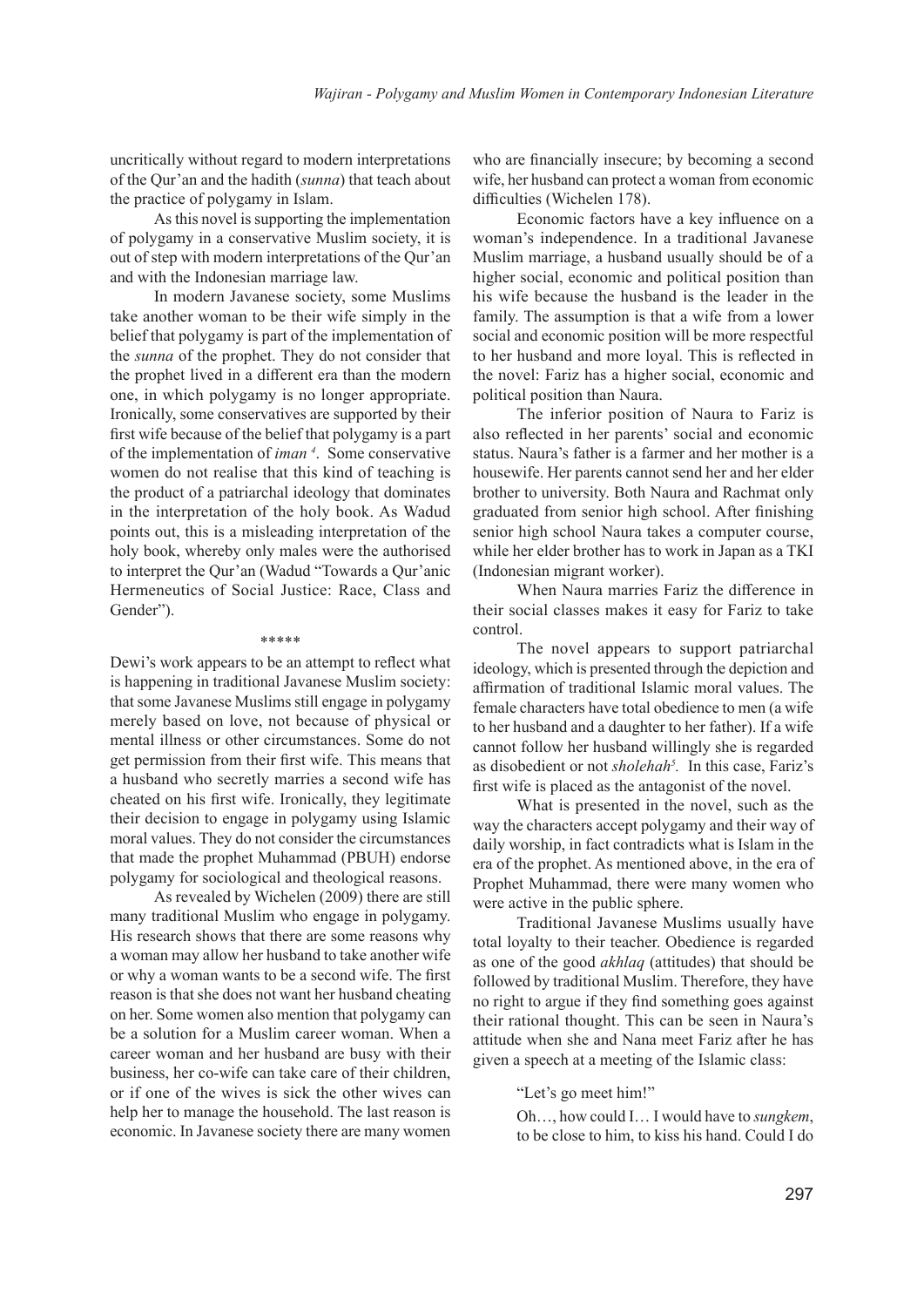uncritically without regard to modern interpretations of the Qur'an and the hadith (*sunna*) that teach about the practice of polygamy in Islam.

As this novel is supporting the implementation of polygamy in a conservative Muslim society, it is out of step with modern interpretations of the Qur'an and with the Indonesian marriage law.

In modern Javanese society, some Muslims take another woman to be their wife simply in the belief that polygamy is part of the implementation of the *sunna* of the prophet. They do not consider that the prophet lived in a different era than the modern one, in which polygamy is no longer appropriate. Ironically, some conservatives are supported by their first wife because of the belief that polygamy is a part of the implementation of *iman* [4]. Some conservative women do not realise that this kind of teaching is the product of a patriarchal ideology that dominates in the interpretation of the holy book. As Wadud points out, this is a misleading interpretation of the holy book, whereby only males were the authorised to interpret the Qur'an (Wadud "Towards a Qur'anic Hermeneutics of Social Justice: Race, Class and Gender").

\*\*\*\*\*

Dewi's work appears to be an attempt to reflect what is happening in traditional Javanese Muslim society: that some Javanese Muslims still engage in polygamy merely based on love, not because of physical or mental illness or other circumstances. Some do not get permission from their first wife. This means that a husband who secretly marries a second wife has cheated on his first wife. Ironically, they legitimate their decision to engage in polygamy using Islamic moral values. They do not consider the circumstances that made the prophet Muhammad (PBUH) endorse polygamy for sociological and theological reasons.

As revealed by Wichelen (2009) there are still many traditional Muslim who engage in polygamy. His research shows that there are some reasons why a woman may allow her husband to take another wife or why a woman wants to be a second wife. The first reason is that she does not want her husband cheating on her. Some women also mention that polygamy can be a solution for a Muslim career woman. When a career woman and her husband are busy with their business, her co-wife can take care of their children, or if one of the wives is sick the other wives can help her to manage the household. The last reason is economic. In Javanese society there are many women who are financially insecure; by becoming a second wife, her husband can protect a woman from economic difficulties (Wichelen 178).

Economic factors have a key influence on a woman's independence. In a traditional Javanese Muslim marriage, a husband usually should be of a higher social, economic and political position than his wife because the husband is the leader in the family. The assumption is that a wife from a lower social and economic position will be more respectful to her husband and more loyal. This is reflected in the novel: Fariz has a higher social, economic and political position than Naura.

The inferior position of Naura to Fariz is also reflected in her parents' social and economic status. Naura's father is a farmer and her mother is a housewife. Her parents cannot send her and her elder brother to university. Both Naura and Rachmat only graduated from senior high school. After finishing senior high school Naura takes a computer course, while her elder brother has to work in Japan as a TKI (Indonesian migrant worker).

When Naura marries Fariz the difference in their social classes makes it easy for Fariz to take control.

The novel appears to support patriarchal ideology, which is presented through the depiction and affirmation of traditional Islamic moral values. The female characters have total obedience to men (a wife to her husband and a daughter to her father). If a wife cannot follow her husband willingly she is regarded as disobedient or not *sholehah*[5]. In this case, Fariz's first wife is placed as the antagonist of the novel.

What is presented in the novel, such as the way the characters accept polygamy and their way of daily worship, in fact contradicts what is Islam in the era of the prophet. As mentioned above, in the era of Prophet Muhammad, there were many women who were active in the public sphere.

Traditional Javanese Muslims usually have total loyalty to their teacher. Obedience is regarded as one of the good *akhlaq* (attitudes) that should be followed by traditional Muslim. Therefore, they have no right to argue if they find something goes against their rational thought. This can be seen in Naura's attitude when she and Nana meet Fariz after he has given a speech at a meeting of the Islamic class:

> "Let's go meet him!"
>
> Oh…, how could I… I would have to *sungkem*, to be close to him, to kiss his hand. Could I do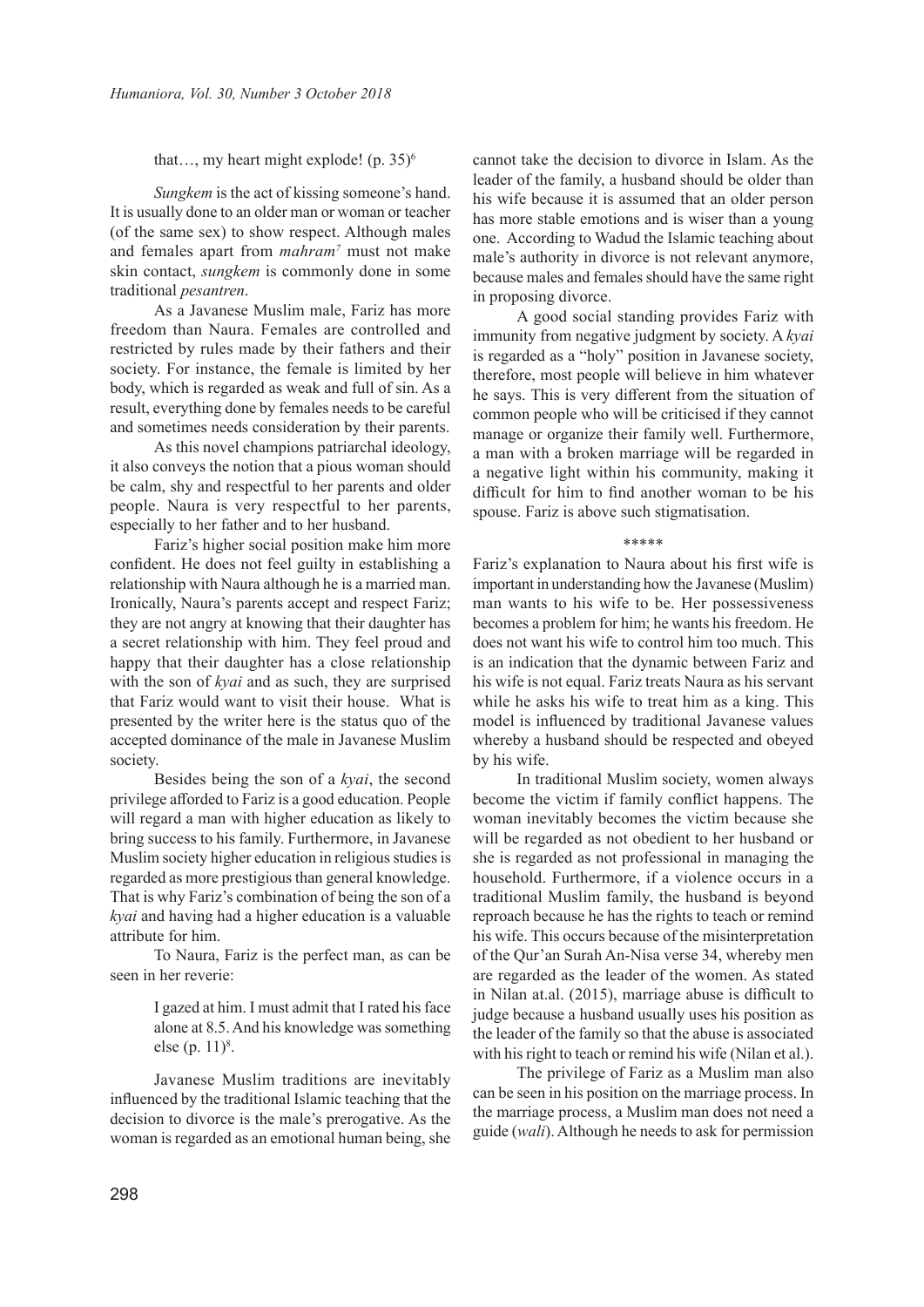that…, my heart might explode! (p. 35)[6]

*Sungkem* is the act of kissing someone's hand. It is usually done to an older man or woman or teacher (of the same sex) to show respect. Although males and females apart from *mahram*[7] must not make skin contact, *sungkem* is commonly done in some traditional *pesantren*.

As a Javanese Muslim male, Fariz has more freedom than Naura. Females are controlled and restricted by rules made by their fathers and their society. For instance, the female is limited by her body, which is regarded as weak and full of sin. As a result, everything done by females needs to be careful and sometimes needs consideration by their parents.

As this novel champions patriarchal ideology, it also conveys the notion that a pious woman should be calm, shy and respectful to her parents and older people. Naura is very respectful to her parents, especially to her father and to her husband.

Fariz's higher social position make him more confident. He does not feel guilty in establishing a relationship with Naura although he is a married man. Ironically, Naura's parents accept and respect Fariz; they are not angry at knowing that their daughter has a secret relationship with him. They feel proud and happy that their daughter has a close relationship with the son of *kyai* and as such, they are surprised that Fariz would want to visit their house. What is presented by the writer here is the status quo of the accepted dominance of the male in Javanese Muslim society.

Besides being the son of a *kyai*, the second privilege afforded to Fariz is a good education. People will regard a man with higher education as likely to bring success to his family. Furthermore, in Javanese Muslim society higher education in religious studies is regarded as more prestigious than general knowledge. That is why Fariz's combination of being the son of a *kyai* and having had a higher education is a valuable attribute for him.

To Naura, Fariz is the perfect man, as can be seen in her reverie:

> I gazed at him. I must admit that I rated his face alone at 8.5. And his knowledge was something else (p. 11)[8].

Javanese Muslim traditions are inevitably influenced by the traditional Islamic teaching that the decision to divorce is the male's prerogative. As the woman is regarded as an emotional human being, she cannot take the decision to divorce in Islam. As the leader of the family, a husband should be older than his wife because it is assumed that an older person has more stable emotions and is wiser than a young one. According to Wadud the Islamic teaching about male's authority in divorce is not relevant anymore, because males and females should have the same right in proposing divorce.

A good social standing provides Fariz with immunity from negative judgment by society. A *kyai* is regarded as a "holy" position in Javanese society, therefore, most people will believe in him whatever he says. This is very different from the situation of common people who will be criticised if they cannot manage or organize their family well. Furthermore, a man with a broken marriage will be regarded in a negative light within his community, making it difficult for him to find another woman to be his spouse. Fariz is above such stigmatisation.

*****

Fariz's explanation to Naura about his first wife is important in understanding how the Javanese (Muslim) man wants to his wife to be. Her possessiveness becomes a problem for him; he wants his freedom. He does not want his wife to control him too much. This is an indication that the dynamic between Fariz and his wife is not equal. Fariz treats Naura as his servant while he asks his wife to treat him as a king. This model is influenced by traditional Javanese values whereby a husband should be respected and obeyed by his wife.

In traditional Muslim society, women always become the victim if family conflict happens. The woman inevitably becomes the victim because she will be regarded as not obedient to her husband or she is regarded as not professional in managing the household. Furthermore, if a violence occurs in a traditional Muslim family, the husband is beyond reproach because he has the rights to teach or remind his wife. This occurs because of the misinterpretation of the Qur'an Surah An-Nisa verse 34, whereby men are regarded as the leader of the women. As stated in Nilan at.al. (2015), marriage abuse is difficult to judge because a husband usually uses his position as the leader of the family so that the abuse is associated with his right to teach or remind his wife (Nilan et al.).

The privilege of Fariz as a Muslim man also can be seen in his position on the marriage process. In the marriage process, a Muslim man does not need a guide (*wali*). Although he needs to ask for permission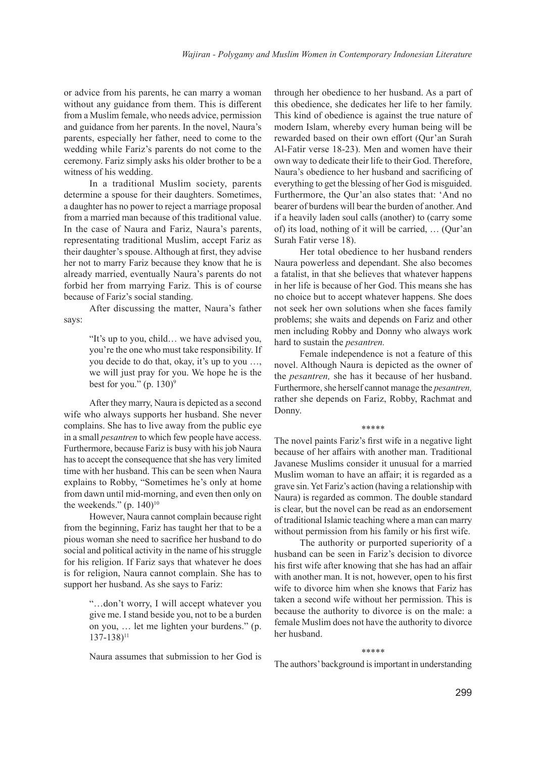or advice from his parents, he can marry a woman without any guidance from them. This is different from a Muslim female, who needs advice, permission and guidance from her parents. In the novel, Naura's parents, especially her father, need to come to the wedding while Fariz's parents do not come to the ceremony. Fariz simply asks his older brother to be a witness of his wedding.

In a traditional Muslim society, parents determine a spouse for their daughters. Sometimes, a daughter has no power to reject a marriage proposal from a married man because of this traditional value. In the case of Naura and Fariz, Naura's parents, representating traditional Muslim, accept Fariz as their daughter's spouse. Although at first, they advise her not to marry Fariz because they know that he is already married, eventually Naura's parents do not forbid her from marrying Fariz. This is of course because of Fariz's social standing.

After discussing the matter, Naura's father says:

> "It's up to you, child… we have advised you, you're the one who must take responsibility. If you decide to do that, okay, it's up to you …, we will just pray for you. We hope he is the best for you." (p. 130)[9]

After they marry, Naura is depicted as a second wife who always supports her husband. She never complains. She has to live away from the public eye in a small *pesantren* to which few people have access. Furthermore, because Fariz is busy with his job Naura has to accept the consequence that she has very limited time with her husband. This can be seen when Naura explains to Robby, "Sometimes he's only at home from dawn until mid-morning, and even then only on the weekends." (p. 140)[10]

However, Naura cannot complain because right from the beginning, Fariz has taught her that to be a pious woman she need to sacrifice her husband to do social and political activity in the name of his struggle for his religion. If Fariz says that whatever he does is for religion, Naura cannot complain. She has to support her husband. As she says to Fariz:

> "…don't worry, I will accept whatever you give me. I stand beside you, not to be a burden on you, … let me lighten your burdens." (p. 137-138)[11]

Naura assumes that submission to her God is through her obedience to her husband. As a part of this obedience, she dedicates her life to her family. This kind of obedience is against the true nature of modern Islam, whereby every human being will be rewarded based on their own effort (Qur'an Surah Al-Fatir verse 18-23). Men and women have their own way to dedicate their life to their God. Therefore, Naura's obedience to her husband and sacrificing of everything to get the blessing of her God is misguided. Furthermore, the Qur'an also states that: 'And no bearer of burdens will bear the burden of another. And if a heavily laden soul calls (another) to (carry some of) its load, nothing of it will be carried, … (Qur'an Surah Fatir verse 18).

Her total obedience to her husband renders Naura powerless and dependant. She also becomes a fatalist, in that she believes that whatever happens in her life is because of her God. This means she has no choice but to accept whatever happens. She does not seek her own solutions when she faces family problems; she waits and depends on Fariz and other men including Robby and Donny who always work hard to sustain the *pesantren.*

Female independence is not a feature of this novel. Although Naura is depicted as the owner of the *pesantren,* she has it because of her husband. Furthermore, she herself cannot manage the *pesantren,* rather she depends on Fariz, Robby, Rachmat and Donny.

\*\*\*\*\*

The novel paints Fariz's first wife in a negative light because of her affairs with another man. Traditional Javanese Muslims consider it unusual for a married Muslim woman to have an affair; it is regarded as a grave sin. Yet Fariz's action (having a relationship with Naura) is regarded as common. The double standard is clear, but the novel can be read as an endorsement of traditional Islamic teaching where a man can marry without permission from his family or his first wife.

The authority or purported superiority of a husband can be seen in Fariz's decision to divorce his first wife after knowing that she has had an affair with another man. It is not, however, open to his first wife to divorce him when she knows that Fariz has taken a second wife without her permission. This is because the authority to divorce is on the male: a female Muslim does not have the authority to divorce her husband.

\*\*\*\*\*

The authors' background is important in understanding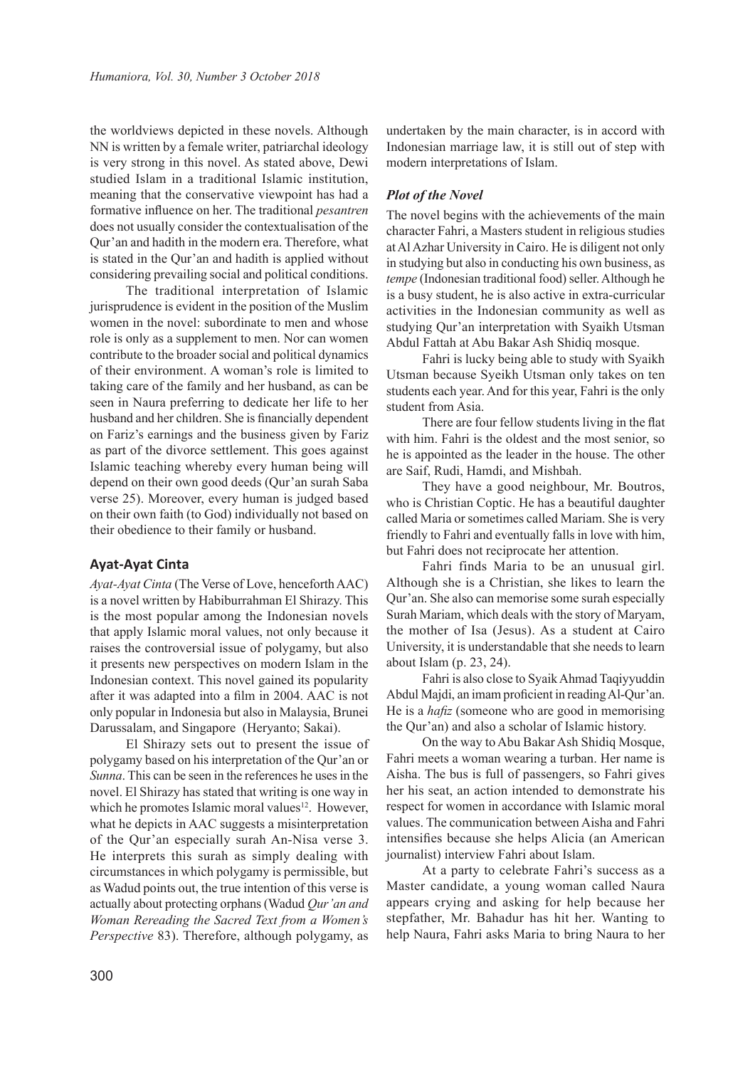the worldviews depicted in these novels. Although NN is written by a female writer, patriarchal ideology is very strong in this novel. As stated above, Dewi studied Islam in a traditional Islamic institution, meaning that the conservative viewpoint has had a formative influence on her. The traditional *pesantren* does not usually consider the contextualisation of the Qur'an and hadith in the modern era. Therefore, what is stated in the Qur'an and hadith is applied without considering prevailing social and political conditions.

The traditional interpretation of Islamic jurisprudence is evident in the position of the Muslim women in the novel: subordinate to men and whose role is only as a supplement to men. Nor can women contribute to the broader social and political dynamics of their environment. A woman's role is limited to taking care of the family and her husband, as can be seen in Naura preferring to dedicate her life to her husband and her children. She is financially dependent on Fariz's earnings and the business given by Fariz as part of the divorce settlement. This goes against Islamic teaching whereby every human being will depend on their own good deeds (Qur'an surah Saba verse 25). Moreover, every human is judged based on their own faith (to God) individually not based on their obedience to their family or husband.

## Ayat-Ayat Cinta

*Ayat-Ayat Cinta* (The Verse of Love, henceforth AAC) is a novel written by Habiburrahman El Shirazy. This is the most popular among the Indonesian novels that apply Islamic moral values, not only because it raises the controversial issue of polygamy, but also it presents new perspectives on modern Islam in the Indonesian context. This novel gained its popularity after it was adapted into a film in 2004. AAC is not only popular in Indonesia but also in Malaysia, Brunei Darussalam, and Singapore (Heryanto; Sakai).

El Shirazy sets out to present the issue of polygamy based on his interpretation of the Qur'an or *Sunna*. This can be seen in the references he uses in the novel. El Shirazy has stated that writing is one way in which he promotes Islamic moral values[12]. However, what he depicts in AAC suggests a misinterpretation of the Qur'an especially surah An-Nisa verse 3. He interprets this surah as simply dealing with circumstances in which polygamy is permissible, but as Wadud points out, the true intention of this verse is actually about protecting orphans (Wadud *Qur'an and Woman Rereading the Sacred Text from a Women's Perspective* 83). Therefore, although polygamy, as undertaken by the main character, is in accord with Indonesian marriage law, it is still out of step with modern interpretations of Islam.

### *Plot of the Novel*

The novel begins with the achievements of the main character Fahri, a Masters student in religious studies at Al Azhar University in Cairo. He is diligent not only in studying but also in conducting his own business, as *tempe* (Indonesian traditional food) seller. Although he is a busy student, he is also active in extra-curricular activities in the Indonesian community as well as studying Qur'an interpretation with Syaikh Utsman Abdul Fattah at Abu Bakar Ash Shidiq mosque.

Fahri is lucky being able to study with Syaikh Utsman because Syeikh Utsman only takes on ten students each year. And for this year, Fahri is the only student from Asia.

There are four fellow students living in the flat with him. Fahri is the oldest and the most senior, so he is appointed as the leader in the house. The other are Saif, Rudi, Hamdi, and Mishbah.

They have a good neighbour, Mr. Boutros, who is Christian Coptic. He has a beautiful daughter called Maria or sometimes called Mariam. She is very friendly to Fahri and eventually falls in love with him, but Fahri does not reciprocate her attention.

Fahri finds Maria to be an unusual girl. Although she is a Christian, she likes to learn the Qur'an. She also can memorise some surah especially Surah Mariam, which deals with the story of Maryam, the mother of Isa (Jesus). As a student at Cairo University, it is understandable that she needs to learn about Islam (p. 23, 24).

Fahri is also close to Syaik Ahmad Taqiyyuddin Abdul Majdi, an imam proficient in reading Al-Qur'an. He is a *hafiz* (someone who are good in memorising the Qur'an) and also a scholar of Islamic history.

On the way to Abu Bakar Ash Shidiq Mosque, Fahri meets a woman wearing a turban. Her name is Aisha. The bus is full of passengers, so Fahri gives her his seat, an action intended to demonstrate his respect for women in accordance with Islamic moral values. The communication between Aisha and Fahri intensifies because she helps Alicia (an American journalist) interview Fahri about Islam.

At a party to celebrate Fahri's success as a Master candidate, a young woman called Naura appears crying and asking for help because her stepfather, Mr. Bahadur has hit her. Wanting to help Naura, Fahri asks Maria to bring Naura to her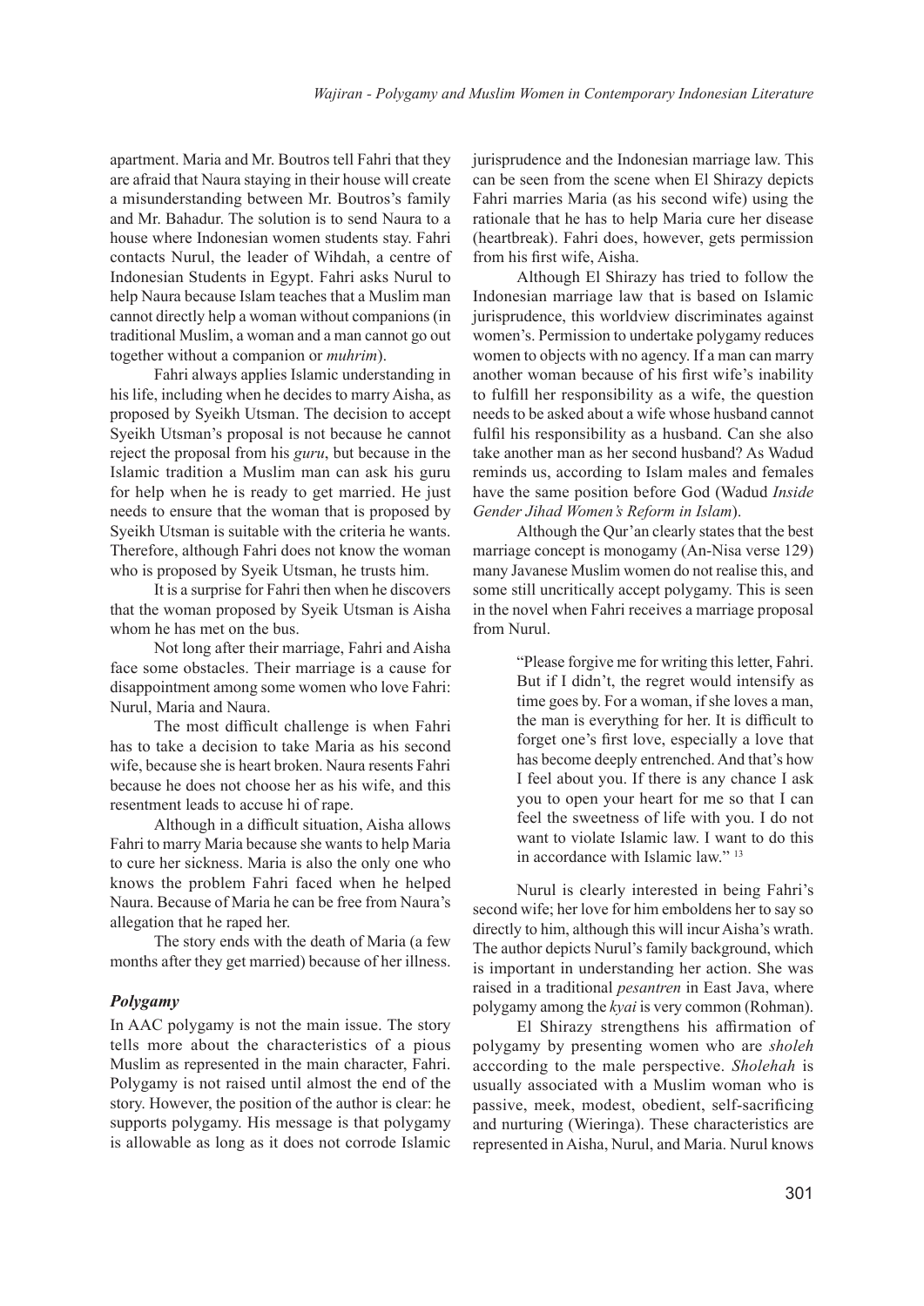apartment. Maria and Mr. Boutros tell Fahri that they are afraid that Naura staying in their house will create a misunderstanding between Mr. Boutros's family and Mr. Bahadur. The solution is to send Naura to a house where Indonesian women students stay. Fahri contacts Nurul, the leader of Wihdah, a centre of Indonesian Students in Egypt. Fahri asks Nurul to help Naura because Islam teaches that a Muslim man cannot directly help a woman without companions (in traditional Muslim, a woman and a man cannot go out together without a companion or *muhrim*).

Fahri always applies Islamic understanding in his life, including when he decides to marry Aisha, as proposed by Syeikh Utsman. The decision to accept Syeikh Utsman's proposal is not because he cannot reject the proposal from his *guru*, but because in the Islamic tradition a Muslim man can ask his guru for help when he is ready to get married. He just needs to ensure that the woman that is proposed by Syeikh Utsman is suitable with the criteria he wants. Therefore, although Fahri does not know the woman who is proposed by Syeik Utsman, he trusts him.

It is a surprise for Fahri then when he discovers that the woman proposed by Syeik Utsman is Aisha whom he has met on the bus.

Not long after their marriage, Fahri and Aisha face some obstacles. Their marriage is a cause for disappointment among some women who love Fahri: Nurul, Maria and Naura.

The most difficult challenge is when Fahri has to take a decision to take Maria as his second wife, because she is heart broken. Naura resents Fahri because he does not choose her as his wife, and this resentment leads to accuse hi of rape.

Although in a difficult situation, Aisha allows Fahri to marry Maria because she wants to help Maria to cure her sickness. Maria is also the only one who knows the problem Fahri faced when he helped Naura. Because of Maria he can be free from Naura's allegation that he raped her.

The story ends with the death of Maria (a few months after they get married) because of her illness.

### *Polygamy*

In AAC polygamy is not the main issue. The story tells more about the characteristics of a pious Muslim as represented in the main character, Fahri. Polygamy is not raised until almost the end of the story. However, the position of the author is clear: he supports polygamy. His message is that polygamy is allowable as long as it does not corrode Islamic jurisprudence and the Indonesian marriage law. This can be seen from the scene when El Shirazy depicts Fahri marries Maria (as his second wife) using the rationale that he has to help Maria cure her disease (heartbreak). Fahri does, however, gets permission from his first wife, Aisha.

Although El Shirazy has tried to follow the Indonesian marriage law that is based on Islamic jurisprudence, this worldview discriminates against women's. Permission to undertake polygamy reduces women to objects with no agency. If a man can marry another woman because of his first wife's inability to fulfill her responsibility as a wife, the question needs to be asked about a wife whose husband cannot fulfil his responsibility as a husband. Can she also take another man as her second husband? As Wadud reminds us, according to Islam males and females have the same position before God (Wadud *Inside Gender Jihad Women's Reform in Islam*).

Although the Qur'an clearly states that the best marriage concept is monogamy (An-Nisa verse 129) many Javanese Muslim women do not realise this, and some still uncritically accept polygamy. This is seen in the novel when Fahri receives a marriage proposal from Nurul.

> "Please forgive me for writing this letter, Fahri. But if I didn't, the regret would intensify as time goes by. For a woman, if she loves a man, the man is everything for her. It is difficult to forget one's first love, especially a love that has become deeply entrenched. And that's how I feel about you. If there is any chance I ask you to open your heart for me so that I can feel the sweetness of life with you. I do not want to violate Islamic law. I want to do this in accordance with Islamic law." [13]

Nurul is clearly interested in being Fahri's second wife; her love for him emboldens her to say so directly to him, although this will incur Aisha's wrath. The author depicts Nurul's family background, which is important in understanding her action. She was raised in a traditional *pesantren* in East Java, where polygamy among the *kyai* is very common (Rohman).

El Shirazy strengthens his affirmation of polygamy by presenting women who are *sholeh* acccording to the male perspective. *Sholehah* is usually associated with a Muslim woman who is passive, meek, modest, obedient, self-sacrificing and nurturing (Wieringa). These characteristics are represented in Aisha, Nurul, and Maria. Nurul knows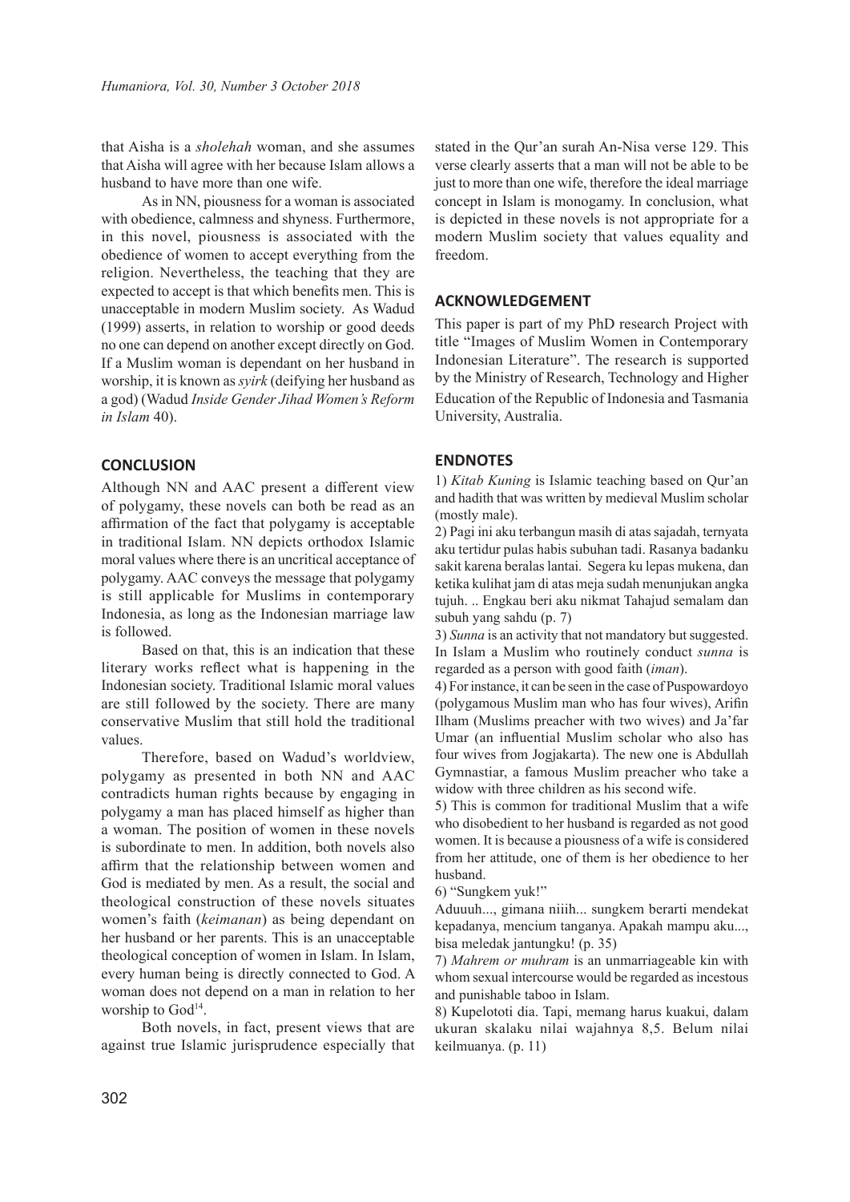that Aisha is a *sholehah* woman, and she assumes that Aisha will agree with her because Islam allows a husband to have more than one wife.

As in NN, piousness for a woman is associated with obedience, calmness and shyness. Furthermore, in this novel, piousness is associated with the obedience of women to accept everything from the religion. Nevertheless, the teaching that they are expected to accept is that which benefits men. This is unacceptable in modern Muslim society. As Wadud (1999) asserts, in relation to worship or good deeds no one can depend on another except directly on God. If a Muslim woman is dependant on her husband in worship, it is known as *syirk* (deifying her husband as a god) (Wadud *Inside Gender Jihad Women's Reform in Islam* 40).

## CONCLUSION

Although NN and AAC present a different view of polygamy, these novels can both be read as an affirmation of the fact that polygamy is acceptable in traditional Islam. NN depicts orthodox Islamic moral values where there is an uncritical acceptance of polygamy. AAC conveys the message that polygamy is still applicable for Muslims in contemporary Indonesia, as long as the Indonesian marriage law is followed.

Based on that, this is an indication that these literary works reflect what is happening in the Indonesian society. Traditional Islamic moral values are still followed by the society. There are many conservative Muslim that still hold the traditional values.

Therefore, based on Wadud's worldview, polygamy as presented in both NN and AAC contradicts human rights because by engaging in polygamy a man has placed himself as higher than a woman. The position of women in these novels is subordinate to men. In addition, both novels also affirm that the relationship between women and God is mediated by men. As a result, the social and theological construction of these novels situates women's faith (*keimanan*) as being dependant on her husband or her parents. This is an unacceptable theological conception of women in Islam. In Islam, every human being is directly connected to God. A woman does not depend on a man in relation to her worship to God[14].

Both novels, in fact, present views that are against true Islamic jurisprudence especially that stated in the Qur'an surah An-Nisa verse 129. This verse clearly asserts that a man will not be able to be just to more than one wife, therefore the ideal marriage concept in Islam is monogamy. In conclusion, what is depicted in these novels is not appropriate for a modern Muslim society that values equality and freedom.

## ACKNOWLEDGEMENT

This paper is part of my PhD research Project with title "Images of Muslim Women in Contemporary Indonesian Literature". The research is supported by the Ministry of Research, Technology and Higher Education of the Republic of Indonesia and Tasmania University, Australia.

## ENDNOTES

1) *Kitab Kuning* is Islamic teaching based on Qur'an and hadith that was written by medieval Muslim scholar (mostly male).

2) Pagi ini aku terbangun masih di atas sajadah, ternyata aku tertidur pulas habis subuhan tadi. Rasanya badanku sakit karena beralas lantai. Segera ku lepas mukena, dan ketika kulihat jam di atas meja sudah menunjukan angka tujuh. .. Engkau beri aku nikmat Tahajud semalam dan subuh yang sahdu (p. 7)

3) *Sunna* is an activity that not mandatory but suggested. In Islam a Muslim who routinely conduct *sunna* is regarded as a person with good faith (*iman*).

4) For instance, it can be seen in the case of Puspowardoyo (polygamous Muslim man who has four wives), Arifin Ilham (Muslims preacher with two wives) and Ja'far Umar (an influential Muslim scholar who also has four wives from Jogjakarta). The new one is Abdullah Gymnastiar, a famous Muslim preacher who take a widow with three children as his second wife.

5) This is common for traditional Muslim that a wife who disobedient to her husband is regarded as not good women. It is because a piousness of a wife is considered from her attitude, one of them is her obedience to her husband.

6) "Sungkem yuk!"

Aduuuh..., gimana niiih... sungkem berarti mendekat kepadanya, mencium tanganya. Apakah mampu aku..., bisa meledak jantungku! (p. 35)

7) *Mahrem or muhram* is an unmarriageable kin with whom sexual intercourse would be regarded as incestous and punishable taboo in Islam.

8) Kupelototi dia. Tapi, memang harus kuakui, dalam ukuran skalaku nilai wajahnya 8,5. Belum nilai keilmuanya. (p. 11)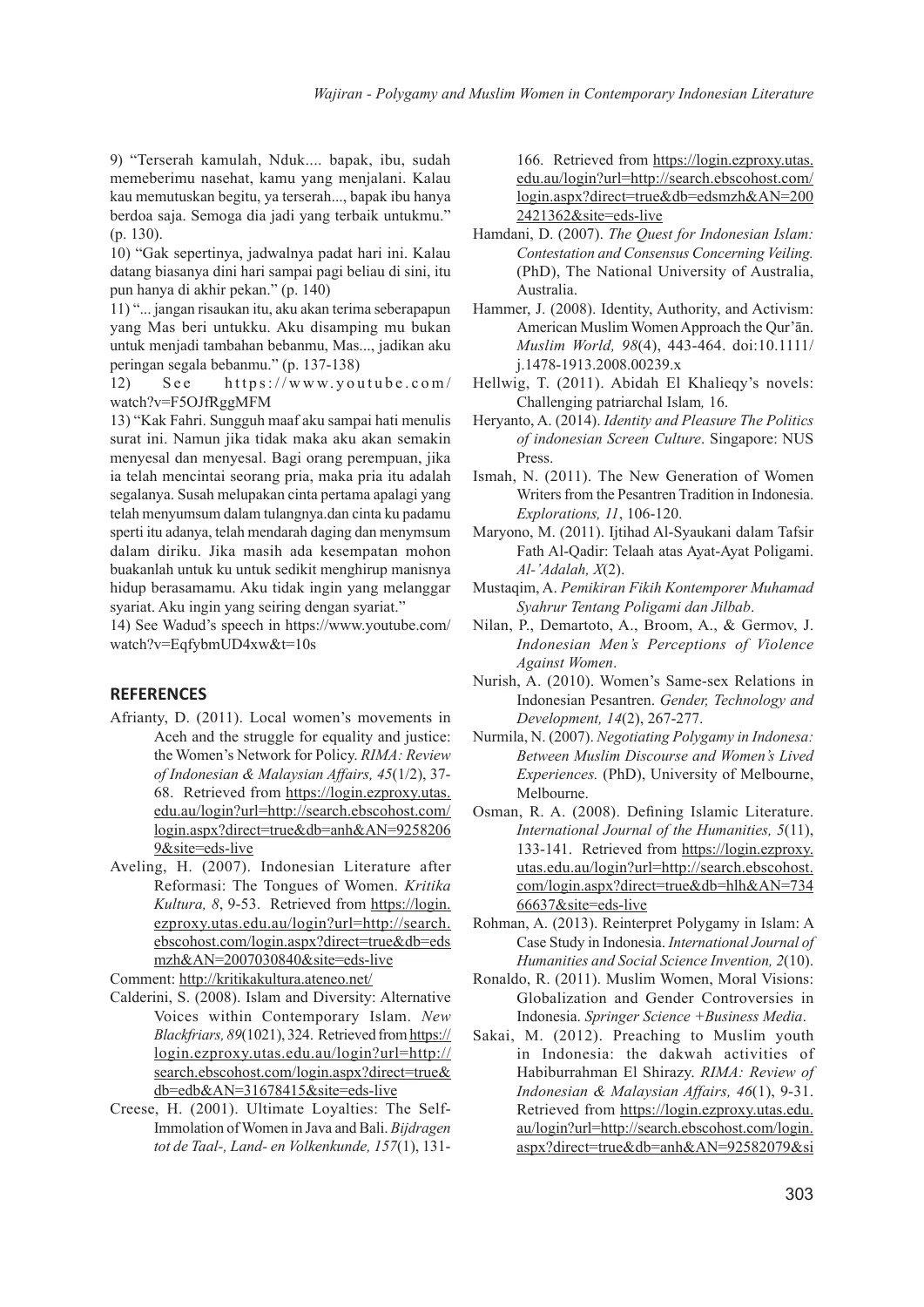9) "Terserah kamulah, Nduk.... bapak, ibu, sudah memeberimu nasehat, kamu yang menjalani. Kalau kau memutuskan begitu, ya terserah..., bapak ibu hanya berdoa saja. Semoga dia jadi yang terbaik untukmu." (p. 130).

10) "Gak sepertinya, jadwalnya padat hari ini. Kalau datang biasanya dini hari sampai pagi beliau di sini, itu pun hanya di akhir pekan." (p. 140)

11) "... jangan risaukan itu, aku akan terima seberapapun yang Mas beri untukku. Aku disamping mu bukan untuk menjadi tambahan bebanmu, Mas..., jadikan aku peringan segala bebanmu." (p. 137-138)

12) See https://www.youtube.com/watch?v=F5OJfRggMFM

13) "Kak Fahri. Sungguh maaf aku sampai hati menulis surat ini. Namun jika tidak maka aku akan semakin menyesal dan menyesal. Bagi orang perempuan, jika ia telah mencintai seorang pria, maka pria itu adalah segalanya. Susah melupakan cinta pertama apalagi yang telah menyumsum dalam tulangnya.dan cinta ku padamu sperti itu adanya, telah mendarah daging dan menymsum dalam diriku. Jika masih ada kesempatan mohon buakanlah untuk ku untuk sedikit menghirup manisnya hidup berasamamu. Aku tidak ingin yang melanggar syariat. Aku ingin yang seiring dengan syariat."

14) See Wadud's speech in https://www.youtube.com/watch?v=EqfybmUD4xw&t=10s

## REFERENCES

Afrianty, D. (2011). Local women's movements in Aceh and the struggle for equality and justice: the Women's Network for Policy. *RIMA: Review of Indonesian & Malaysian Affairs, 45*(1/2), 37-68. Retrieved from https://login.ezproxy.utas.edu.au/login?url=http://search.ebscohost.com/login.aspx?direct=true&db=anh&AN=92582069&site=eds-live

Aveling, H. (2007). Indonesian Literature after Reformasi: The Tongues of Women. *Kritika Kultura, 8*, 9-53. Retrieved from https://login.ezproxy.utas.edu.au/login?url=http://search.ebscohost.com/login.aspx?direct=true&db=edsmzh&AN=2007030840&site=eds-live

Comment: http://kritikakultura.ateneo.net/

Calderini, S. (2008). Islam and Diversity: Alternative Voices within Contemporary Islam. *New Blackfriars, 89*(1021), 324. Retrieved from https://login.ezproxy.utas.edu.au/login?url=http://search.ebscohost.com/login.aspx?direct=true&db=edb&AN=31678415&site=eds-live

Creese, H. (2001). Ultimate Loyalties: The Self-Immolation of Women in Java and Bali. *Bijdragen tot de Taal-, Land- en Volkenkunde, 157*(1), 131-166. Retrieved from https://login.ezproxy.utas.edu.au/login?url=http://search.ebscohost.com/login.aspx?direct=true&db=edsmzh&AN=2002421362&site=eds-live

Hamdani, D. (2007). *The Quest for Indonesian Islam: Contestation and Consensus Concerning Veiling.* (PhD), The National University of Australia, Australia.

Hammer, J. (2008). Identity, Authority, and Activism: American Muslim Women Approach the Qur'ān. *Muslim World, 98*(4), 443-464. doi:10.1111/j.1478-1913.2008.00239.x

Hellwig, T. (2011). Abidah El Khalieqy's novels: Challenging patriarchal Islam*,* 16.

Heryanto, A. (2014). *Identity and Pleasure The Politics of indonesian Screen Culture*. Singapore: NUS Press.

Ismah, N. (2011). The New Generation of Women Writers from the Pesantren Tradition in Indonesia. *Explorations, 11*, 106-120.

Maryono, M. (2011). Ijtihad Al-Syaukani dalam Tafsir Fath Al-Qadir: Telaah atas Ayat-Ayat Poligami. *Al-'Adalah, X*(2).

Mustaqim, A. *Pemikiran Fikih Kontemporer Muhamad Syahrur Tentang Poligami dan Jilbab*.

Nilan, P., Demartoto, A., Broom, A., & Germov, J. *Indonesian Men's Perceptions of Violence Against Women*.

Nurish, A. (2010). Women's Same-sex Relations in Indonesian Pesantren. *Gender, Technology and Development, 14*(2), 267-277.

Nurmila, N. (2007). *Negotiating Polygamy in Indonesa: Between Muslim Discourse and Women's Lived Experiences.* (PhD), University of Melbourne, Melbourne.

Osman, R. A. (2008). Defining Islamic Literature. *International Journal of the Humanities, 5*(11), 133-141. Retrieved from https://login.ezproxy.utas.edu.au/login?url=http://search.ebscohost.com/login.aspx?direct=true&db=hlh&AN=73466637&site=eds-live

Rohman, A. (2013). Reinterpret Polygamy in Islam: A Case Study in Indonesia. *International Journal of Humanities and Social Science Invention, 2*(10).

Ronaldo, R. (2011). Muslim Women, Moral Visions: Globalization and Gender Controversies in Indonesia. *Springer Science +Business Media*.

Sakai, M. (2012). Preaching to Muslim youth in Indonesia: the dakwah activities of Habiburrahman El Shirazy. *RIMA: Review of Indonesian & Malaysian Affairs, 46*(1), 9-31. Retrieved from https://login.ezproxy.utas.edu.au/login?url=http://search.ebscohost.com/login.aspx?direct=true&db=anh&AN=92582079&si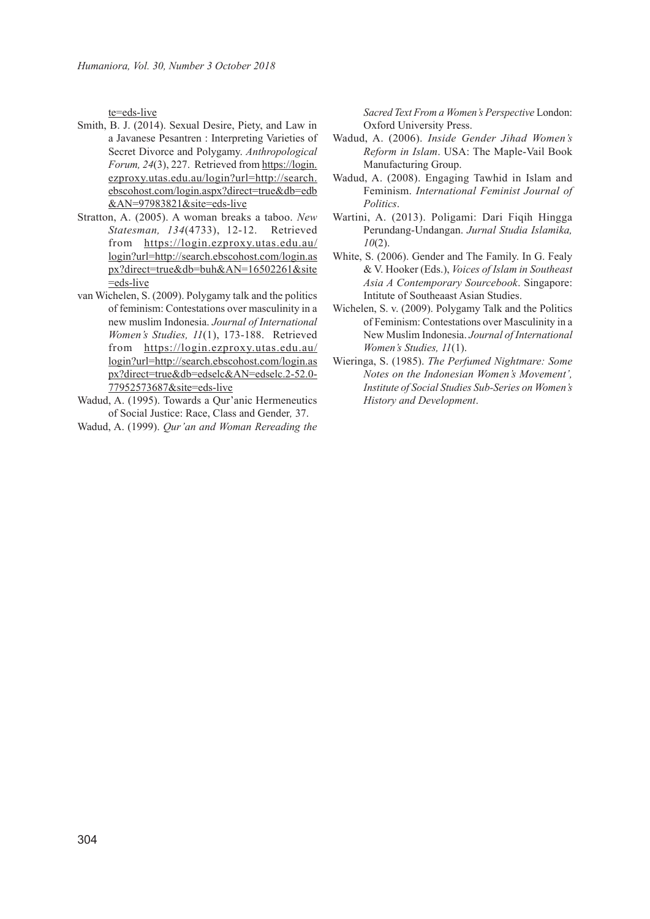te=eds-live

Smith, B. J. (2014). Sexual Desire, Piety, and Law in a Javanese Pesantren : Interpreting Varieties of Secret Divorce and Polygamy. *Anthropological Forum, 24*(3), 227. Retrieved from https://login.ezproxy.utas.edu.au/login?url=http://search.ebscohost.com/login.aspx?direct=true&db=edb&AN=97983821&site=eds-live

Stratton, A. (2005). A woman breaks a taboo. *New Statesman, 134*(4733), 12-12. Retrieved from https://login.ezproxy.utas.edu.au/login?url=http://search.ebscohost.com/login.aspx?direct=true&db=buh&AN=16502261&site=eds-live

van Wichelen, S. (2009). Polygamy talk and the politics of feminism: Contestations over masculinity in a new muslim Indonesia. *Journal of International Women's Studies, 11*(1), 173-188. Retrieved from https://login.ezproxy.utas.edu.au/login?url=http://search.ebscohost.com/login.aspx?direct=true&db=edselc&AN=edselc.2-52.0-77952573687&site=eds-live

Wadud, A. (1995). Towards a Qur'anic Hermeneutics of Social Justice: Race, Class and Gender*,* 37.

Wadud, A. (1999). *Qur'an and Woman Rereading the Sacred Text From a Women's Perspective* London: Oxford University Press.

Wadud, A. (2006). *Inside Gender Jihad Women's Reform in Islam*. USA: The Maple-Vail Book Manufacturing Group.

Wadud, A. (2008). Engaging Tawhid in Islam and Feminism. *International Feminist Journal of Politics*.

Wartini, A. (2013). Poligami: Dari Fiqih Hingga Perundang-Undangan. *Jurnal Studia Islamika, 10*(2).

White, S. (2006). Gender and The Family. In G. Fealy & V. Hooker (Eds.), *Voices of Islam in Southeast Asia A Contemporary Sourcebook*. Singapore: Intitute of Southeaast Asian Studies.

Wichelen, S. v. (2009). Polygamy Talk and the Politics of Feminism: Contestations over Masculinity in a New Muslim Indonesia. *Journal of International Women's Studies, 11*(1).

Wieringa, S. (1985). *The Perfumed Nightmare: Some Notes on the Indonesian Women's Movement', Institute of Social Studies Sub-Series on Women's History and Development*.